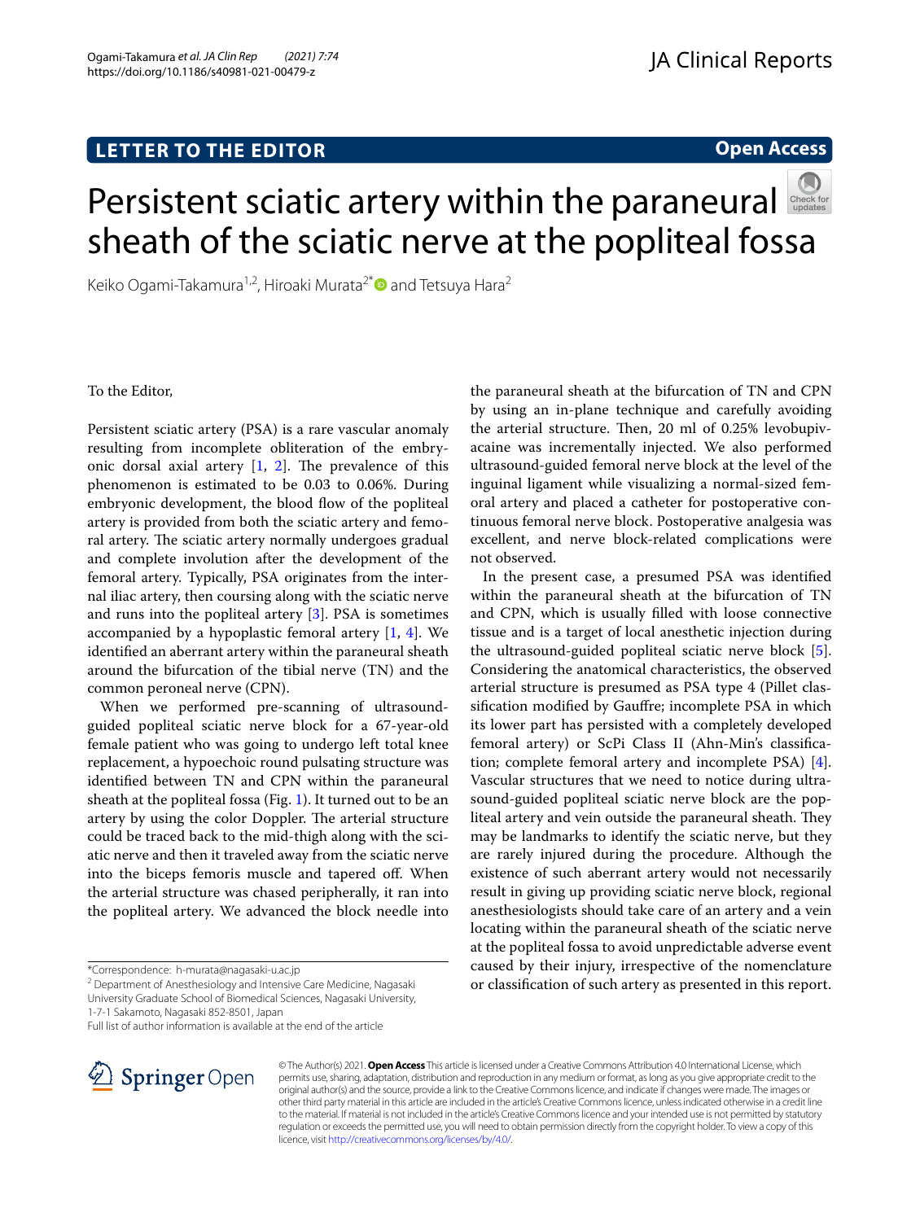**LETTER TO THE EDITOR**

**Open Access**

# Persistent sciatic artery within the paraneural sheath of the sciatic nerve at the popliteal fossa

Keiko Ogami-Takamura[1,2], Hiroaki Murata[2*] and Tetsuya Hara[2]

To the Editor,

Persistent sciatic artery (PSA) is a rare vascular anomaly resulting from incomplete obliteration of the embryonic dorsal axial artery [1, 2]. The prevalence of this phenomenon is estimated to be 0.03 to 0.06%. During embryonic development, the blood flow of the popliteal artery is provided from both the sciatic artery and femoral artery. The sciatic artery normally undergoes gradual and complete involution after the development of the femoral artery. Typically, PSA originates from the internal iliac artery, then coursing along with the sciatic nerve and runs into the popliteal artery [3]. PSA is sometimes accompanied by a hypoplastic femoral artery [1, 4]. We identified an aberrant artery within the paraneural sheath around the bifurcation of the tibial nerve (TN) and the common peroneal nerve (CPN).

When we performed pre-scanning of ultrasound-guided popliteal sciatic nerve block for a 67-year-old female patient who was going to undergo left total knee replacement, a hypoechoic round pulsating structure was identified between TN and CPN within the paraneural sheath at the popliteal fossa (Fig. 1). It turned out to be an artery by using the color Doppler. The arterial structure could be traced back to the mid-thigh along with the sciatic nerve and then it traveled away from the sciatic nerve into the biceps femoris muscle and tapered off. When the arterial structure was chased peripherally, it ran into the popliteal artery. We advanced the block needle into the paraneural sheath at the bifurcation of TN and CPN by using an in-plane technique and carefully avoiding the arterial structure. Then, 20 ml of 0.25% levobupivacaine was incrementally injected. We also performed ultrasound-guided femoral nerve block at the level of the inguinal ligament while visualizing a normal-sized femoral artery and placed a catheter for postoperative continuous femoral nerve block. Postoperative analgesia was excellent, and nerve block-related complications were not observed.

In the present case, a presumed PSA was identified within the paraneural sheath at the bifurcation of TN and CPN, which is usually filled with loose connective tissue and is a target of local anesthetic injection during the ultrasound-guided popliteal sciatic nerve block [5]. Considering the anatomical characteristics, the observed arterial structure is presumed as PSA type 4 (Pillet classification modified by Gauffre; incomplete PSA in which its lower part has persisted with a completely developed femoral artery) or ScPi Class II (Ahn-Min's classification; complete femoral artery and incomplete PSA) [4]. Vascular structures that we need to notice during ultrasound-guided popliteal sciatic nerve block are the popliteal artery and vein outside the paraneural sheath. They may be landmarks to identify the sciatic nerve, but they are rarely injured during the procedure. Although the existence of such aberrant artery would not necessarily result in giving up providing sciatic nerve block, regional anesthesiologists should take care of an artery and a vein locating within the paraneural sheath of the sciatic nerve at the popliteal fossa to avoid unpredictable adverse event caused by their injury, irrespective of the nomenclature or classification of such artery as presented in this report.

*Correspondence: h-murata@nagasaki-u.ac.jp
[2] Department of Anesthesiology and Intensive Care Medicine, Nagasaki University Graduate School of Biomedical Sciences, Nagasaki University, 1-7-1 Sakamoto, Nagasaki 852-8501, Japan
Full list of author information is available at the end of the article

© The Author(s) 2021. **Open Access** This article is licensed under a Creative Commons Attribution 4.0 International License, which permits use, sharing, adaptation, distribution and reproduction in any medium or format, as long as you give appropriate credit to the original author(s) and the source, provide a link to the Creative Commons licence, and indicate if changes were made. The images or other third party material in this article are included in the article's Creative Commons licence, unless indicated otherwise in a credit line to the material. If material is not included in the article's Creative Commons licence and your intended use is not permitted by statutory regulation or exceeds the permitted use, you will need to obtain permission directly from the copyright holder. To view a copy of this licence, visit http://creativecommons.org/licenses/by/4.0/.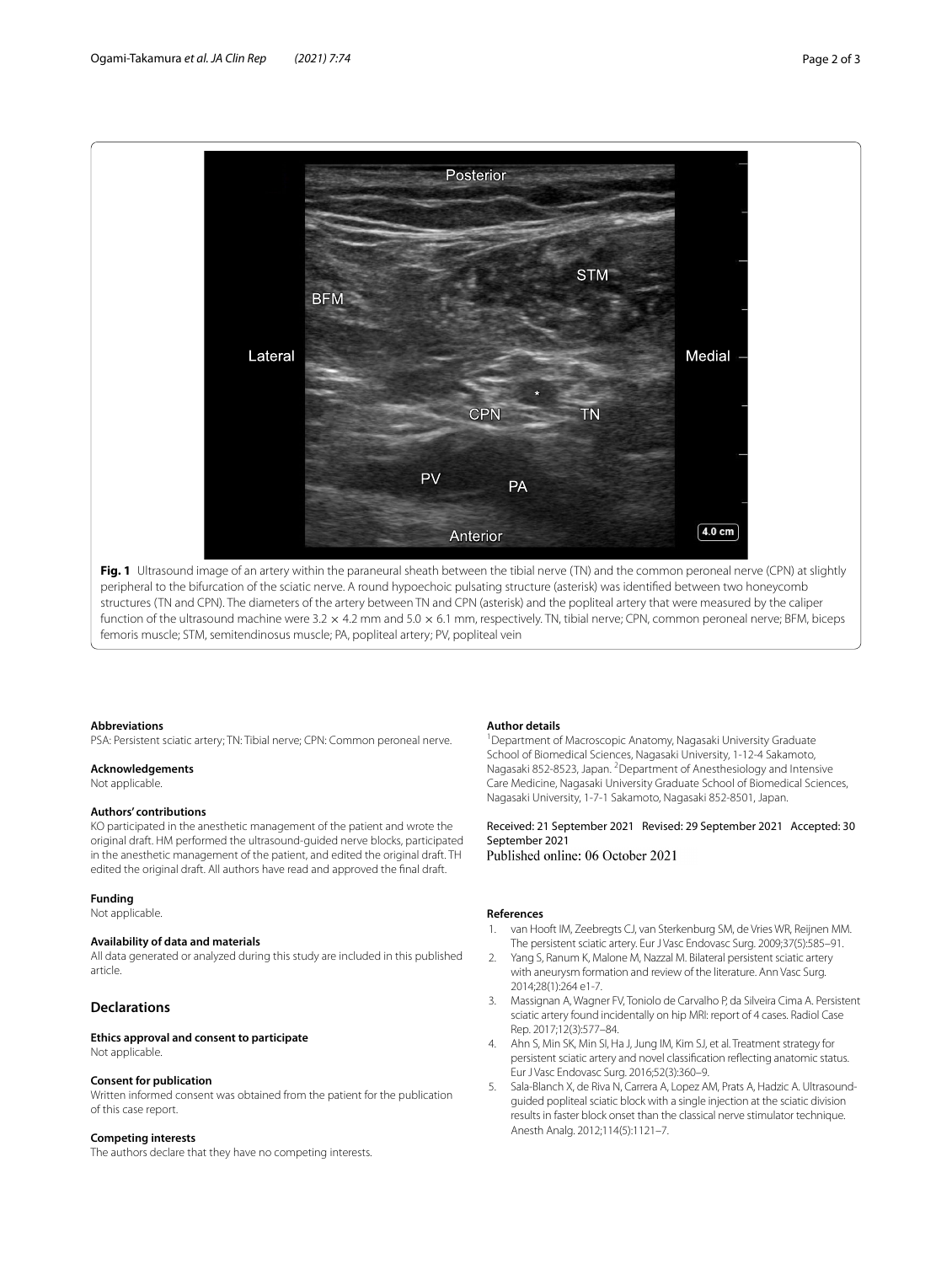**Fig. 1** Ultrasound image of an artery within the paraneural sheath between the tibial nerve (TN) and the common peroneal nerve (CPN) at slightly peripheral to the bifurcation of the sciatic nerve. A round hypoechoic pulsating structure (asterisk) was identified between two honeycomb structures (TN and CPN). The diameters of the artery between TN and CPN (asterisk) and the popliteal artery that were measured by the caliper function of the ultrasound machine were 3.2 × 4.2 mm and 5.0 × 6.1 mm, respectively. TN, tibial nerve; CPN, common peroneal nerve; BFM, biceps femoris muscle; STM, semitendinosus muscle; PA, popliteal artery; PV, popliteal vein

#### Abbreviations
PSA: Persistent sciatic artery; TN: Tibial nerve; CPN: Common peroneal nerve.

#### Acknowledgements
Not applicable.

#### Authors' contributions
KO participated in the anesthetic management of the patient and wrote the original draft. HM performed the ultrasound-guided nerve blocks, participated in the anesthetic management of the patient, and edited the original draft. TH edited the original draft. All authors have read and approved the final draft.

#### Funding
Not applicable.

#### Availability of data and materials
All data generated or analyzed during this study are included in this published article.

## Declarations

#### Ethics approval and consent to participate
Not applicable.

#### Consent for publication
Written informed consent was obtained from the patient for the publication of this case report.

#### Competing interests
The authors declare that they have no competing interests.

#### Author details
[1]Department of Macroscopic Anatomy, Nagasaki University Graduate School of Biomedical Sciences, Nagasaki University, 1-12-4 Sakamoto, Nagasaki 852-8523, Japan. [2]Department of Anesthesiology and Intensive Care Medicine, Nagasaki University Graduate School of Biomedical Sciences, Nagasaki University, 1-7-1 Sakamoto, Nagasaki 852-8501, Japan.

Received: 21 September 2021 Revised: 29 September 2021 Accepted: 30 September 2021
Published online: 06 October 2021

#### References
1. van Hooft IM, Zeebregts CJ, van Sterkenburg SM, de Vries WR, Reijnen MM. The persistent sciatic artery. Eur J Vasc Endovasc Surg. 2009;37(5):585–91.
2. Yang S, Ranum K, Malone M, Nazzal M. Bilateral persistent sciatic artery with aneurysm formation and review of the literature. Ann Vasc Surg. 2014;28(1):264 e1-7.
3. Massignan A, Wagner FV, Toniolo de Carvalho P, da Silveira Cima A. Persistent sciatic artery found incidentally on hip MRI: report of 4 cases. Radiol Case Rep. 2017;12(3):577–84.
4. Ahn S, Min SK, Min SI, Ha J, Jung IM, Kim SJ, et al. Treatment strategy for persistent sciatic artery and novel classification reflecting anatomic status. Eur J Vasc Endovasc Surg. 2016;52(3):360–9.
5. Sala-Blanch X, de Riva N, Carrera A, Lopez AM, Prats A, Hadzic A. Ultrasound-guided popliteal sciatic block with a single injection at the sciatic division results in faster block onset than the classical nerve stimulator technique. Anesth Analg. 2012;114(5):1121–7.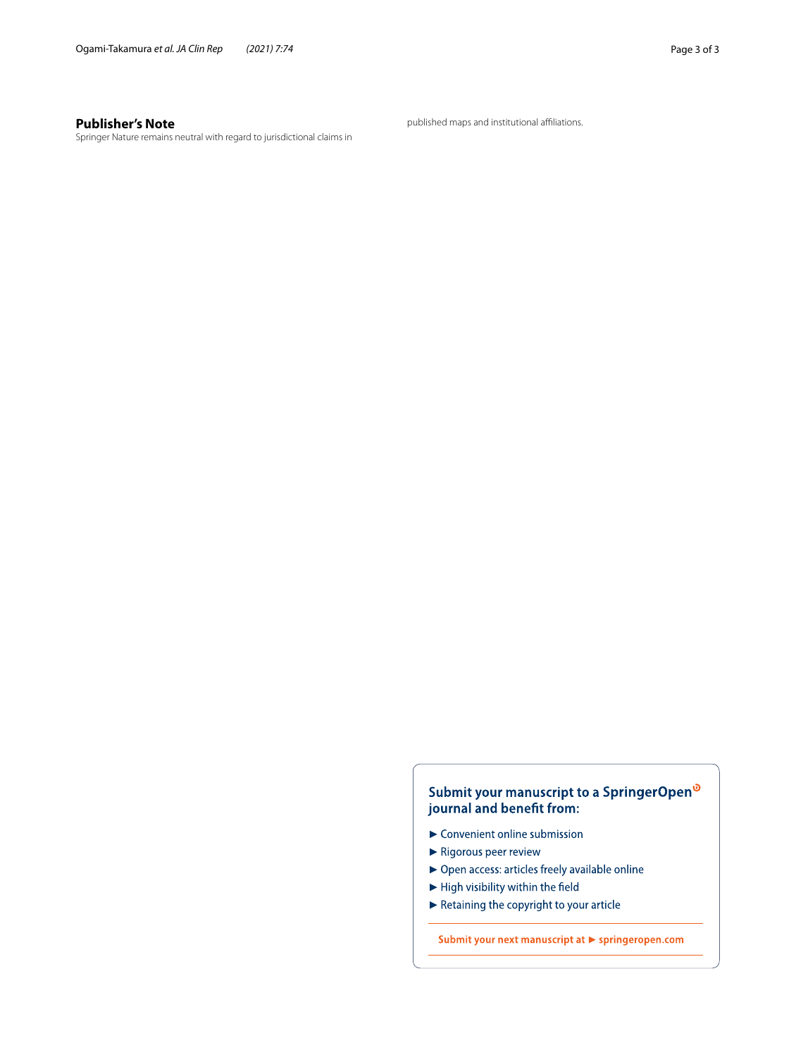## Publisher's Note

Springer Nature remains neutral with regard to jurisdictional claims in published maps and institutional affiliations.

**Submit your manuscript to a SpringerOpen journal and benefit from:**

- ► Convenient online submission
- ► Rigorous peer review
- ► Open access: articles freely available online
- ► High visibility within the field
- ► Retaining the copyright to your article

**Submit your next manuscript at ► springeropen.com**